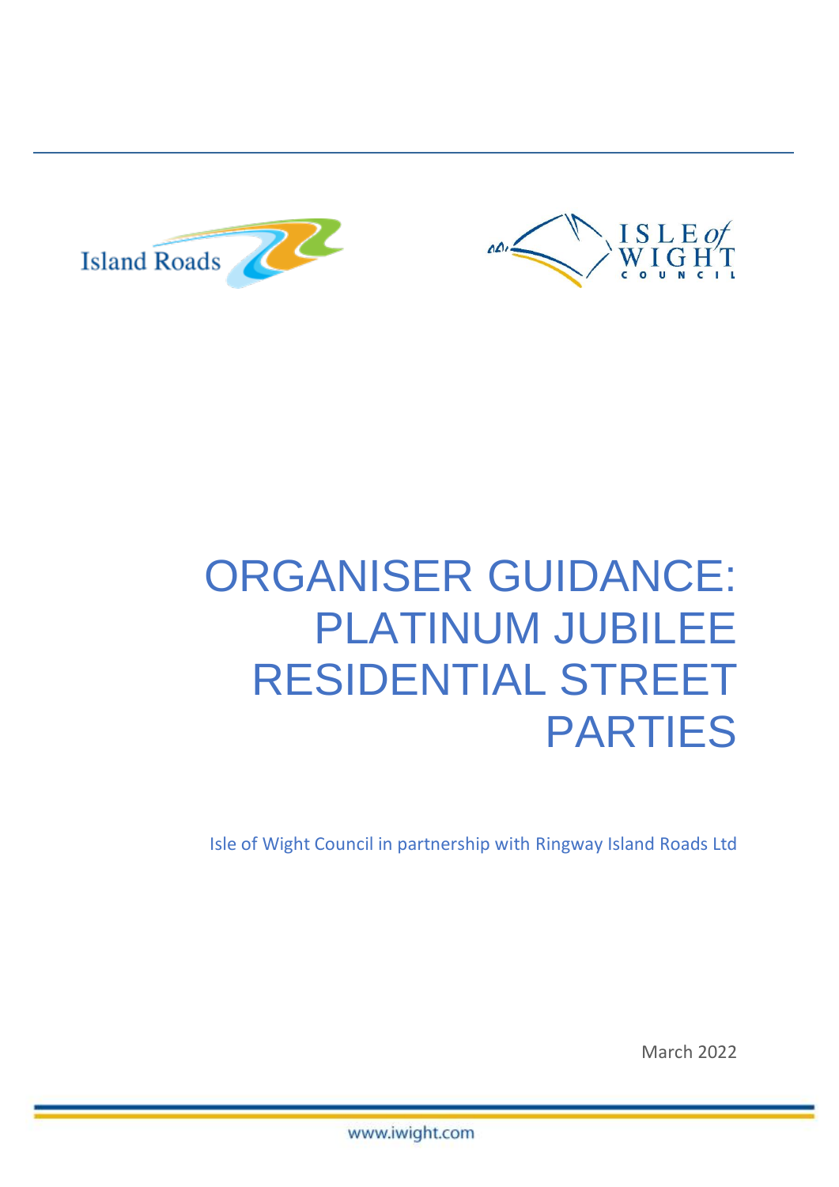# ORGANISER GUIDANCE: PLATINUM JUBILEE RESIDENTIAL STREET PARTIES

Isle of Wight Council in partnership with Ringway Island Roads Ltd

March 2022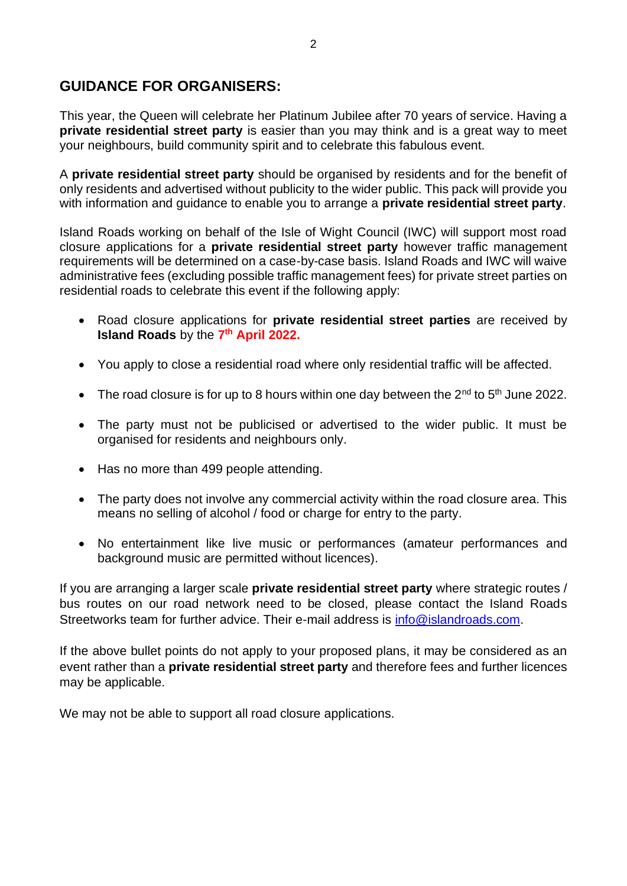## GUIDANCE FOR ORGANISERS:

This year, the Queen will celebrate her Platinum Jubilee after 70 years of service. Having a **private residential street party** is easier than you may think and is a great way to meet your neighbours, build community spirit and to celebrate this fabulous event.

A **private residential street party** should be organised by residents and for the benefit of only residents and advertised without publicity to the wider public. This pack will provide you with information and guidance to enable you to arrange a **private residential street party**.

Island Roads working on behalf of the Isle of Wight Council (IWC) will support most road closure applications for a **private residential street party** however traffic management requirements will be determined on a case-by-case basis. Island Roads and IWC will waive administrative fees (excluding possible traffic management fees) for private street parties on residential roads to celebrate this event if the following apply:

- Road closure applications for **private residential street parties** are received by **Island Roads** by the **7th April 2022.**
- You apply to close a residential road where only residential traffic will be affected.
- The road closure is for up to 8 hours within one day between the 2nd to 5th June 2022.
- The party must not be publicised or advertised to the wider public. It must be organised for residents and neighbours only.
- Has no more than 499 people attending.
- The party does not involve any commercial activity within the road closure area. This means no selling of alcohol / food or charge for entry to the party.
- No entertainment like live music or performances (amateur performances and background music are permitted without licences).

If you are arranging a larger scale **private residential street party** where strategic routes / bus routes on our road network need to be closed, please contact the Island Roads Streetworks team for further advice. Their e-mail address is info@islandroads.com.

If the above bullet points do not apply to your proposed plans, it may be considered as an event rather than a **private residential street party** and therefore fees and further licences may be applicable.

We may not be able to support all road closure applications.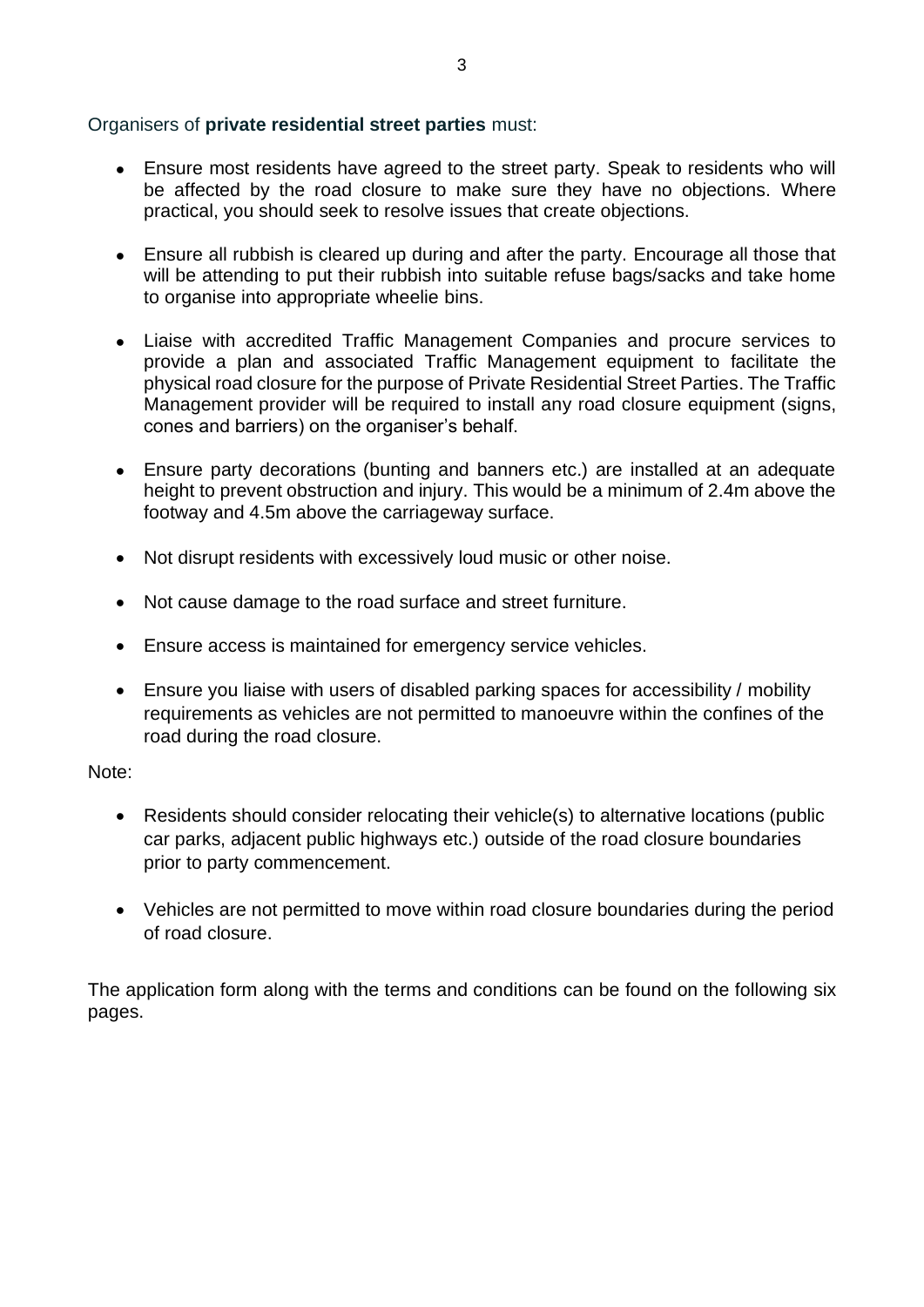Organisers of **private residential street parties** must:

- Ensure most residents have agreed to the street party. Speak to residents who will be affected by the road closure to make sure they have no objections. Where practical, you should seek to resolve issues that create objections.

- Ensure all rubbish is cleared up during and after the party. Encourage all those that will be attending to put their rubbish into suitable refuse bags/sacks and take home to organise into appropriate wheelie bins.

- Liaise with accredited Traffic Management Companies and procure services to provide a plan and associated Traffic Management equipment to facilitate the physical road closure for the purpose of Private Residential Street Parties. The Traffic Management provider will be required to install any road closure equipment (signs, cones and barriers) on the organiser's behalf.

- Ensure party decorations (bunting and banners etc.) are installed at an adequate height to prevent obstruction and injury. This would be a minimum of 2.4m above the footway and 4.5m above the carriageway surface.

- Not disrupt residents with excessively loud music or other noise.

- Not cause damage to the road surface and street furniture.

- Ensure access is maintained for emergency service vehicles.

- Ensure you liaise with users of disabled parking spaces for accessibility / mobility requirements as vehicles are not permitted to manoeuvre within the confines of the road during the road closure.

Note:

- Residents should consider relocating their vehicle(s) to alternative locations (public car parks, adjacent public highways etc.) outside of the road closure boundaries prior to party commencement.

- Vehicles are not permitted to move within road closure boundaries during the period of road closure.

The application form along with the terms and conditions can be found on the following six pages.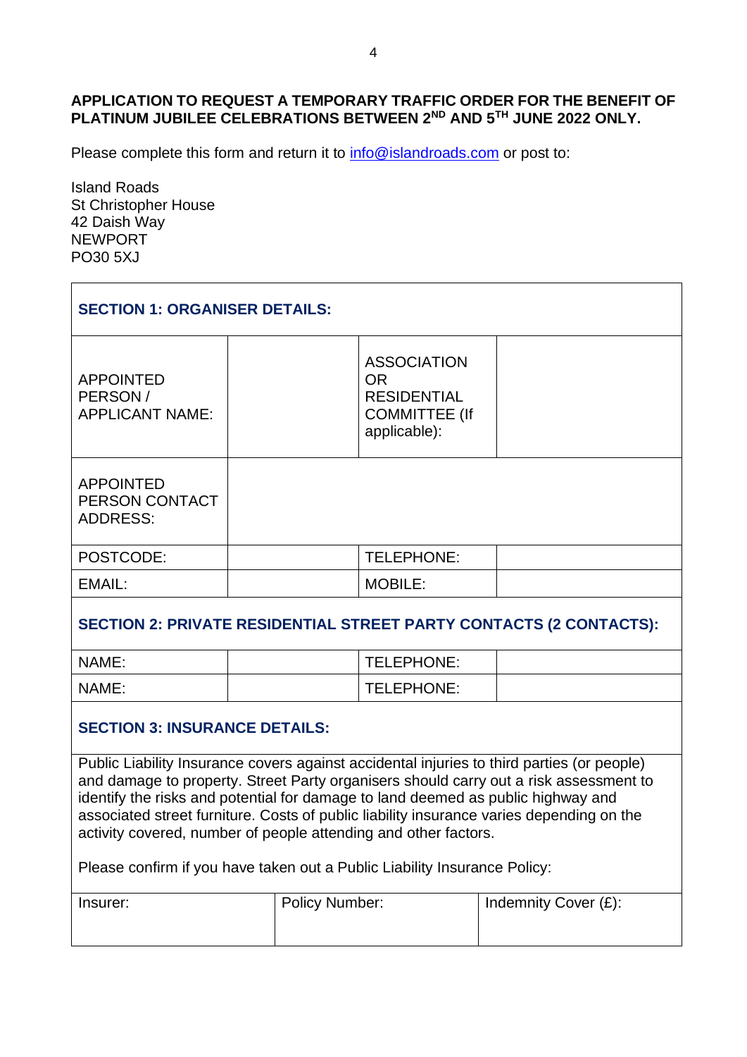**APPLICATION TO REQUEST A TEMPORARY TRAFFIC ORDER FOR THE BENEFIT OF PLATINUM JUBILEE CELEBRATIONS BETWEEN 2ND AND 5TH JUNE 2022 ONLY.**

Please complete this form and return it to info@islandroads.com or post to:

Island Roads
St Christopher House
42 Daish Way
NEWPORT
PO30 5XJ

| **SECTION 1: ORGANISER DETAILS:** | | | |
|---|---|---|---|
| APPOINTED PERSON / APPLICANT NAME: | | ASSOCIATION OR RESIDENTIAL COMMITTEE (If applicable): | |
| APPOINTED PERSON CONTACT ADDRESS: | | | |
| POSTCODE: | | TELEPHONE: | |
| EMAIL: | | MOBILE: | |
| **SECTION 2: PRIVATE RESIDENTIAL STREET PARTY CONTACTS (2 CONTACTS):** | | | |
| NAME: | | TELEPHONE: | |
| NAME: | | TELEPHONE: | |

**SECTION 3: INSURANCE DETAILS:**

Public Liability Insurance covers against accidental injuries to third parties (or people) and damage to property. Street Party organisers should carry out a risk assessment to identify the risks and potential for damage to land deemed as public highway and associated street furniture. Costs of public liability insurance varies depending on the activity covered, number of people attending and other factors.

Please confirm if you have taken out a Public Liability Insurance Policy:

| Insurer: | Policy Number: | Indemnity Cover (£): |
|---|---|---|
| | | |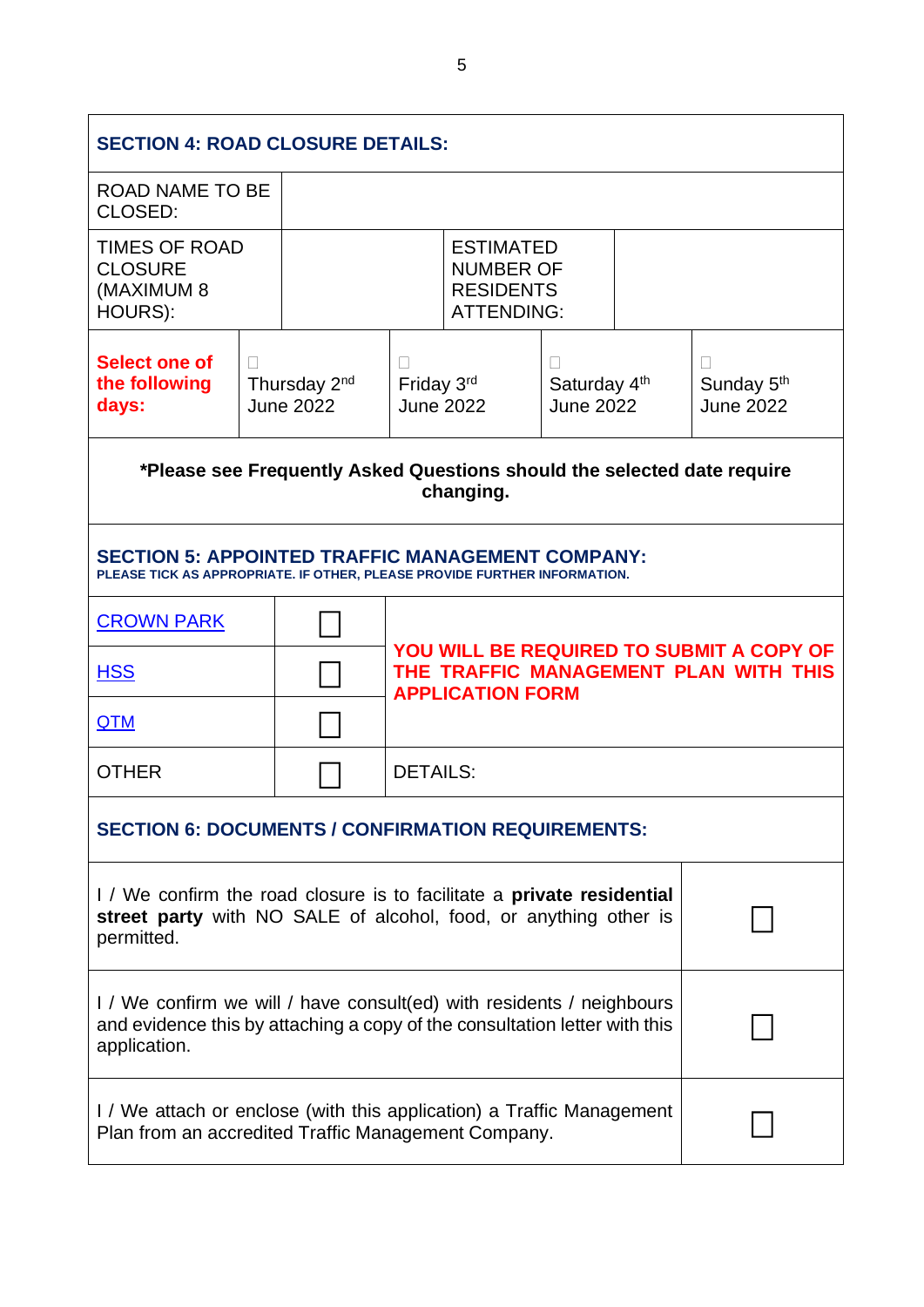| SECTION 4: ROAD CLOSURE DETAILS: | | | | |
|---|---|---|---|---|
| ROAD NAME TO BE CLOSED: | | | | |
| TIMES OF ROAD CLOSURE (MAXIMUM 8 HOURS): | | ESTIMATED NUMBER OF RESIDENTS ATTENDING: | | |
| **Select one of the following days:** | ☐ Thursday 2nd June 2022 | ☐ Friday 3rd June 2022 | ☐ Saturday 4th June 2022 | ☐ Sunday 5th June 2022 |

**\*Please see Frequently Asked Questions should the selected date require changing.**

| SECTION 5: APPOINTED TRAFFIC MANAGEMENT COMPANY: PLEASE TICK AS APPROPRIATE. IF OTHER, PLEASE PROVIDE FURTHER INFORMATION. | | |
|---|---|---|
| CROWN PARK | ☐ | **YOU WILL BE REQUIRED TO SUBMIT A COPY OF THE TRAFFIC MANAGEMENT PLAN WITH THIS APPLICATION FORM** |
| HSS | ☐ | |
| QTM | ☐ | |
| OTHER | ☐ | DETAILS: |

| SECTION 6: DOCUMENTS / CONFIRMATION REQUIREMENTS: | |
|---|---|
| I / We confirm the road closure is to facilitate a **private residential street party** with NO SALE of alcohol, food, or anything other is permitted. | ☐ |
| I / We confirm we will / have consult(ed) with residents / neighbours and evidence this by attaching a copy of the consultation letter with this application. | ☐ |
| I / We attach or enclose (with this application) a Traffic Management Plan from an accredited Traffic Management Company. | ☐ |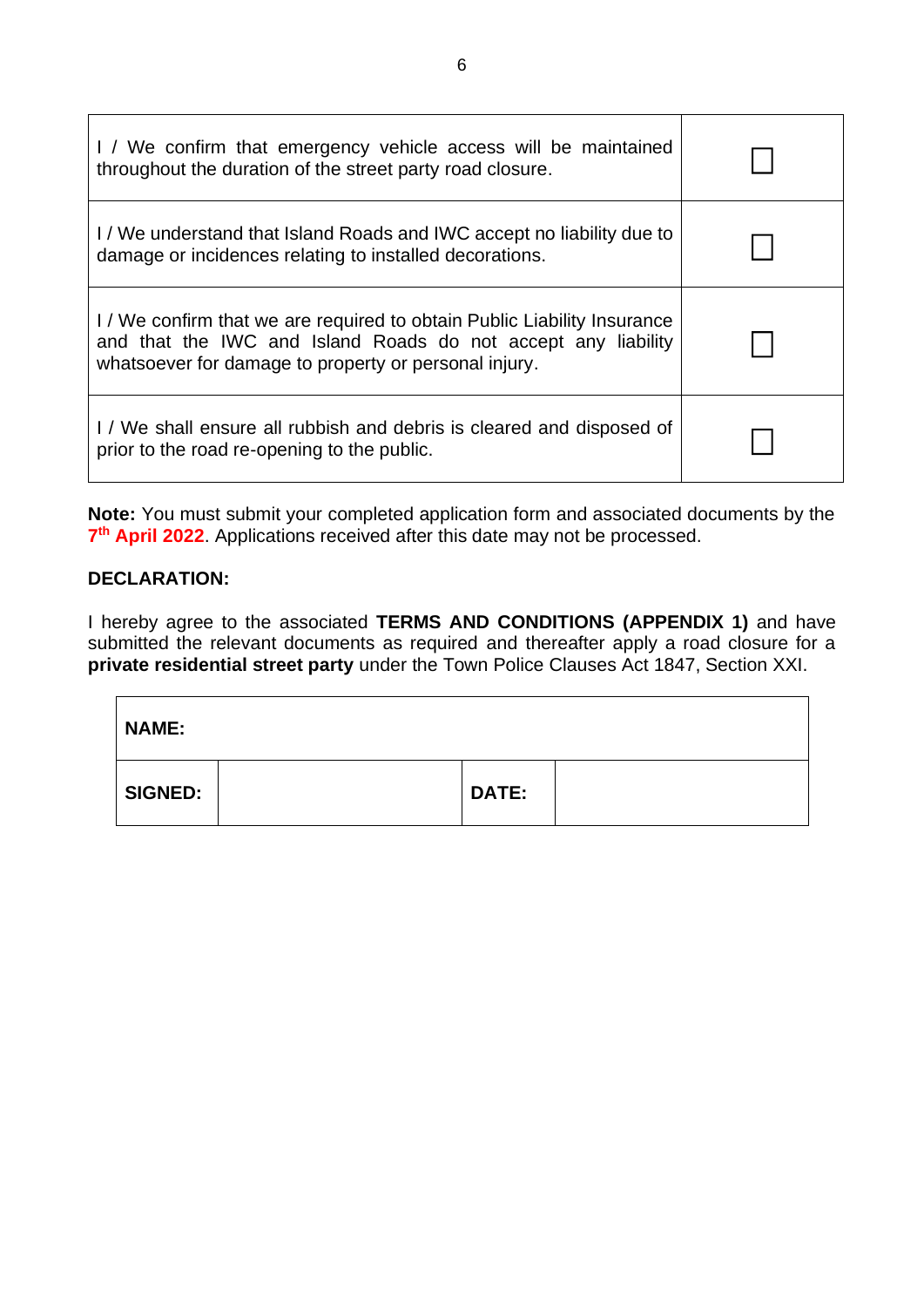| | |
|---|---|
| I / We confirm that emergency vehicle access will be maintained throughout the duration of the street party road closure. | ☐ |
| I / We understand that Island Roads and IWC accept no liability due to damage or incidences relating to installed decorations. | ☐ |
| I / We confirm that we are required to obtain Public Liability Insurance and that the IWC and Island Roads do not accept any liability whatsoever for damage to property or personal injury. | ☐ |
| I / We shall ensure all rubbish and debris is cleared and disposed of prior to the road re-opening to the public. | ☐ |

**Note:** You must submit your completed application form and associated documents by the **7th April 2022**. Applications received after this date may not be processed.

**DECLARATION:**

I hereby agree to the associated **TERMS AND CONDITIONS (APPENDIX 1)** and have submitted the relevant documents as required and thereafter apply a road closure for a **private residential street party** under the Town Police Clauses Act 1847, Section XXI.

| **NAME:** | | | |
|---|---|---|---|
| **SIGNED:** | | **DATE:** | |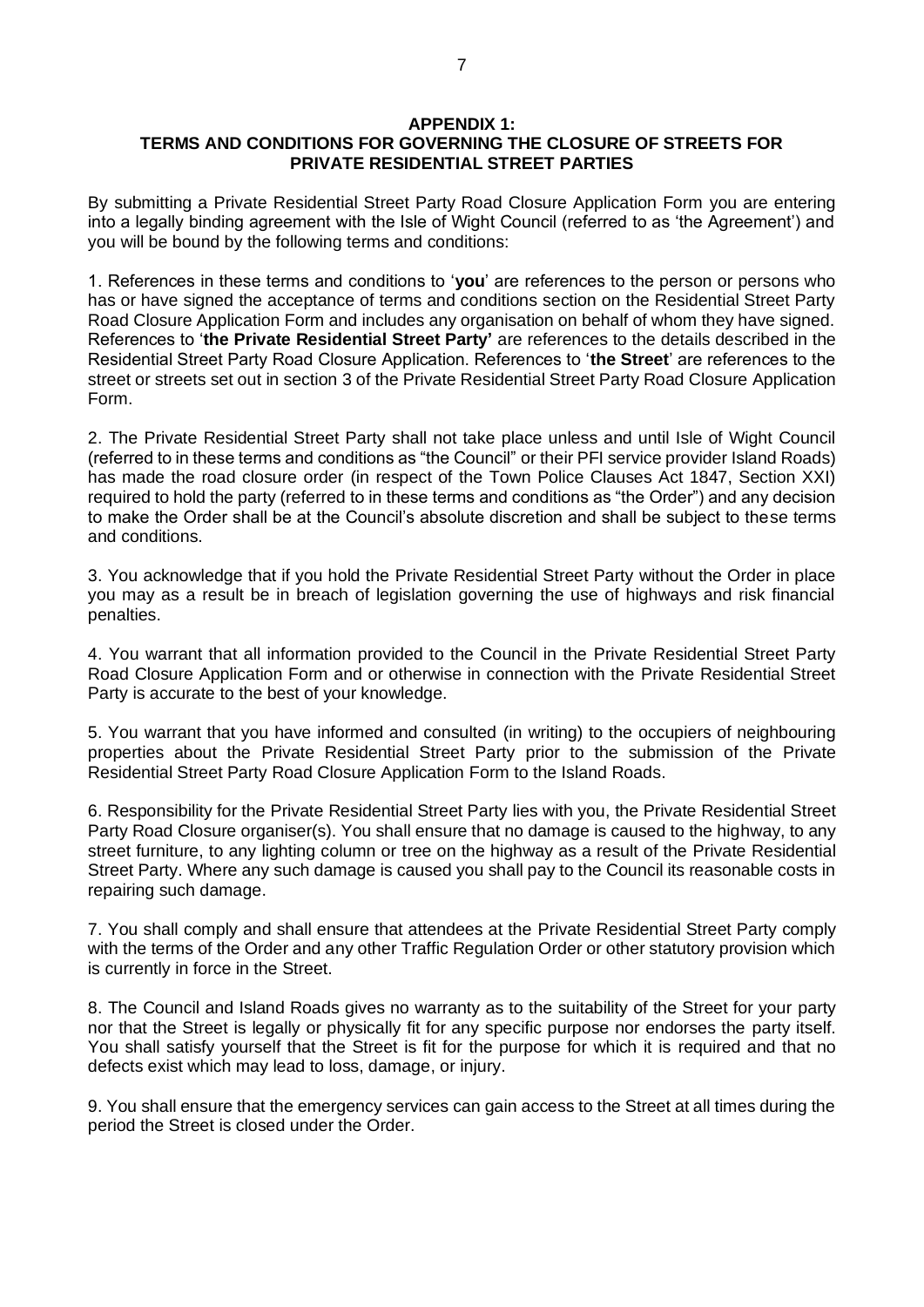## APPENDIX 1:
## TERMS AND CONDITIONS FOR GOVERNING THE CLOSURE OF STREETS FOR PRIVATE RESIDENTIAL STREET PARTIES

By submitting a Private Residential Street Party Road Closure Application Form you are entering into a legally binding agreement with the Isle of Wight Council (referred to as 'the Agreement') and you will be bound by the following terms and conditions:

1. References in these terms and conditions to '**you**' are references to the person or persons who has or have signed the acceptance of terms and conditions section on the Residential Street Party Road Closure Application Form and includes any organisation on behalf of whom they have signed. References to '**the Private Residential Street Party'** are references to the details described in the Residential Street Party Road Closure Application. References to '**the Street**' are references to the street or streets set out in section 3 of the Private Residential Street Party Road Closure Application Form.

2. The Private Residential Street Party shall not take place unless and until Isle of Wight Council (referred to in these terms and conditions as "the Council" or their PFI service provider Island Roads) has made the road closure order (in respect of the Town Police Clauses Act 1847, Section XXI) required to hold the party (referred to in these terms and conditions as "the Order") and any decision to make the Order shall be at the Council's absolute discretion and shall be subject to these terms and conditions.

3. You acknowledge that if you hold the Private Residential Street Party without the Order in place you may as a result be in breach of legislation governing the use of highways and risk financial penalties.

4. You warrant that all information provided to the Council in the Private Residential Street Party Road Closure Application Form and or otherwise in connection with the Private Residential Street Party is accurate to the best of your knowledge.

5. You warrant that you have informed and consulted (in writing) to the occupiers of neighbouring properties about the Private Residential Street Party prior to the submission of the Private Residential Street Party Road Closure Application Form to the Island Roads.

6. Responsibility for the Private Residential Street Party lies with you, the Private Residential Street Party Road Closure organiser(s). You shall ensure that no damage is caused to the highway, to any street furniture, to any lighting column or tree on the highway as a result of the Private Residential Street Party. Where any such damage is caused you shall pay to the Council its reasonable costs in repairing such damage.

7. You shall comply and shall ensure that attendees at the Private Residential Street Party comply with the terms of the Order and any other Traffic Regulation Order or other statutory provision which is currently in force in the Street.

8. The Council and Island Roads gives no warranty as to the suitability of the Street for your party nor that the Street is legally or physically fit for any specific purpose nor endorses the party itself. You shall satisfy yourself that the Street is fit for the purpose for which it is required and that no defects exist which may lead to loss, damage, or injury.

9. You shall ensure that the emergency services can gain access to the Street at all times during the period the Street is closed under the Order.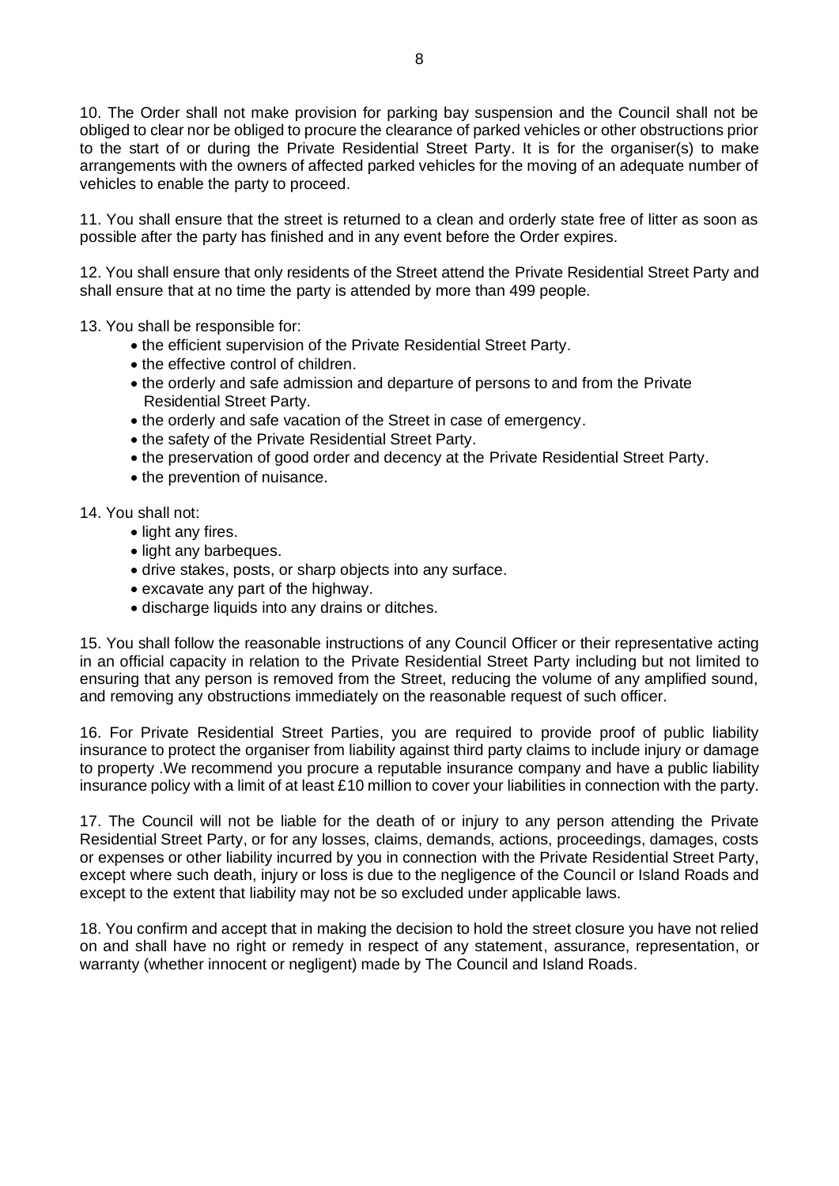10. The Order shall not make provision for parking bay suspension and the Council shall not be obliged to clear nor be obliged to procure the clearance of parked vehicles or other obstructions prior to the start of or during the Private Residential Street Party. It is for the organiser(s) to make arrangements with the owners of affected parked vehicles for the moving of an adequate number of vehicles to enable the party to proceed.

11. You shall ensure that the street is returned to a clean and orderly state free of litter as soon as possible after the party has finished and in any event before the Order expires.

12. You shall ensure that only residents of the Street attend the Private Residential Street Party and shall ensure that at no time the party is attended by more than 499 people.

13. You shall be responsible for:

- the efficient supervision of the Private Residential Street Party.
- the effective control of children.
- the orderly and safe admission and departure of persons to and from the Private Residential Street Party.
- the orderly and safe vacation of the Street in case of emergency.
- the safety of the Private Residential Street Party.
- the preservation of good order and decency at the Private Residential Street Party.
- the prevention of nuisance.

14. You shall not:

- light any fires.
- light any barbeques.
- drive stakes, posts, or sharp objects into any surface.
- excavate any part of the highway.
- discharge liquids into any drains or ditches.

15. You shall follow the reasonable instructions of any Council Officer or their representative acting in an official capacity in relation to the Private Residential Street Party including but not limited to ensuring that any person is removed from the Street, reducing the volume of any amplified sound, and removing any obstructions immediately on the reasonable request of such officer.

16. For Private Residential Street Parties, you are required to provide proof of public liability insurance to protect the organiser from liability against third party claims to include injury or damage to property .We recommend you procure a reputable insurance company and have a public liability insurance policy with a limit of at least £10 million to cover your liabilities in connection with the party.

17. The Council will not be liable for the death of or injury to any person attending the Private Residential Street Party, or for any losses, claims, demands, actions, proceedings, damages, costs or expenses or other liability incurred by you in connection with the Private Residential Street Party, except where such death, injury or loss is due to the negligence of the Council or Island Roads and except to the extent that liability may not be so excluded under applicable laws.

18. You confirm and accept that in making the decision to hold the street closure you have not relied on and shall have no right or remedy in respect of any statement, assurance, representation, or warranty (whether innocent or negligent) made by The Council and Island Roads.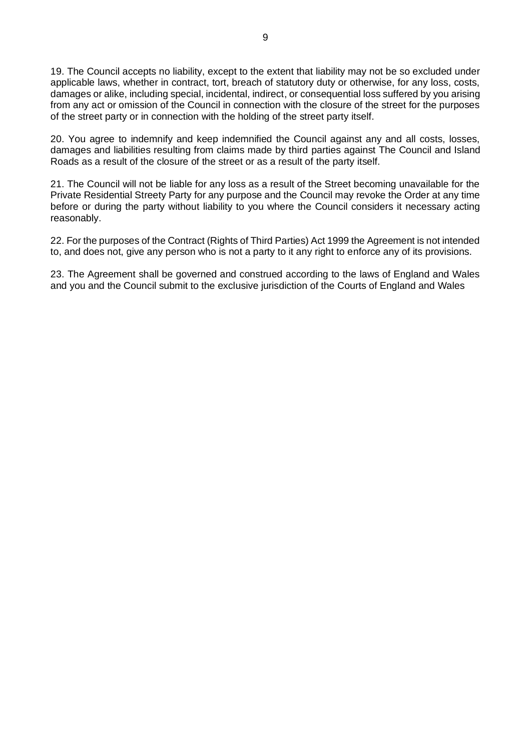19. The Council accepts no liability, except to the extent that liability may not be so excluded under applicable laws, whether in contract, tort, breach of statutory duty or otherwise, for any loss, costs, damages or alike, including special, incidental, indirect, or consequential loss suffered by you arising from any act or omission of the Council in connection with the closure of the street for the purposes of the street party or in connection with the holding of the street party itself.

20. You agree to indemnify and keep indemnified the Council against any and all costs, losses, damages and liabilities resulting from claims made by third parties against The Council and Island Roads as a result of the closure of the street or as a result of the party itself.

21. The Council will not be liable for any loss as a result of the Street becoming unavailable for the Private Residential Streety Party for any purpose and the Council may revoke the Order at any time before or during the party without liability to you where the Council considers it necessary acting reasonably.

22. For the purposes of the Contract (Rights of Third Parties) Act 1999 the Agreement is not intended to, and does not, give any person who is not a party to it any right to enforce any of its provisions.

23. The Agreement shall be governed and construed according to the laws of England and Wales and you and the Council submit to the exclusive jurisdiction of the Courts of England and Wales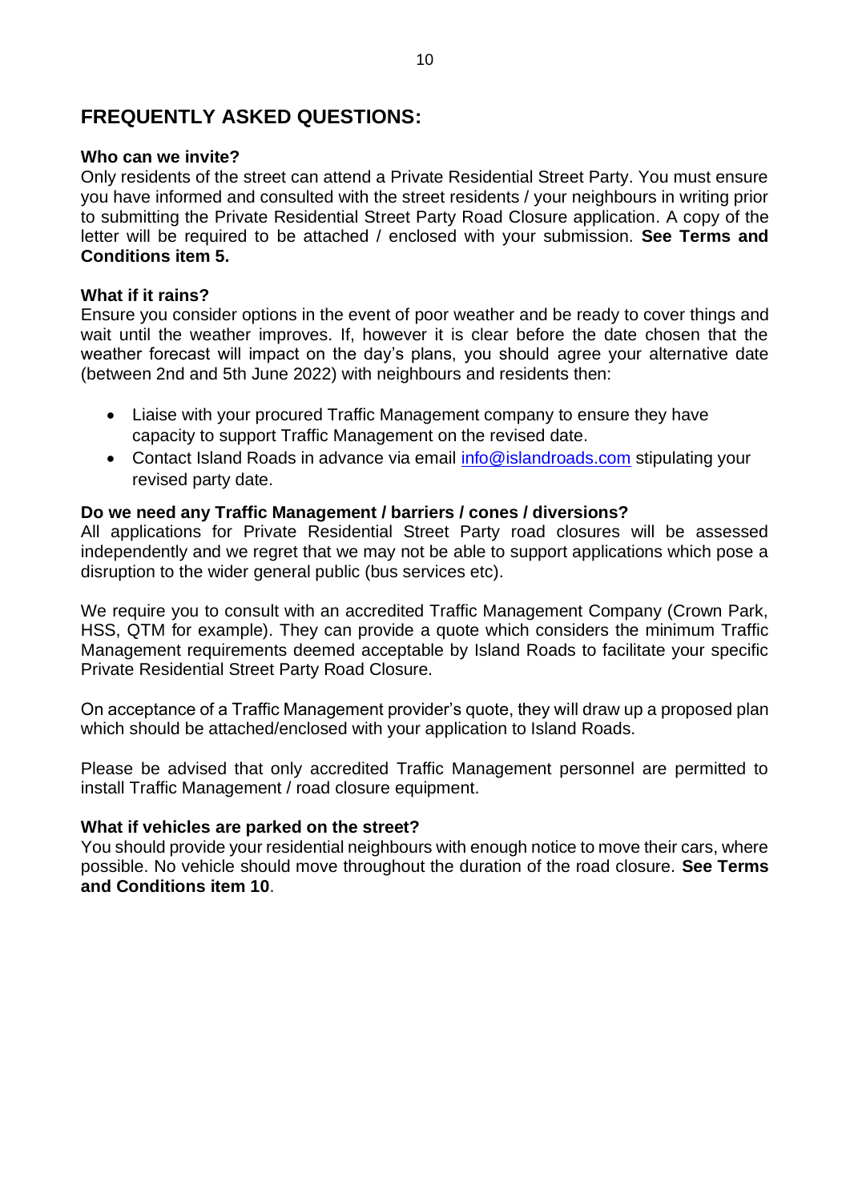# FREQUENTLY ASKED QUESTIONS:

**Who can we invite?**
Only residents of the street can attend a Private Residential Street Party. You must ensure you have informed and consulted with the street residents / your neighbours in writing prior to submitting the Private Residential Street Party Road Closure application. A copy of the letter will be required to be attached / enclosed with your submission. **See Terms and Conditions item 5.**

**What if it rains?**
Ensure you consider options in the event of poor weather and be ready to cover things and wait until the weather improves. If, however it is clear before the date chosen that the weather forecast will impact on the day's plans, you should agree your alternative date (between 2nd and 5th June 2022) with neighbours and residents then:

- Liaise with your procured Traffic Management company to ensure they have capacity to support Traffic Management on the revised date.
- Contact Island Roads in advance via email info@islandroads.com stipulating your revised party date.

**Do we need any Traffic Management / barriers / cones / diversions?**
All applications for Private Residential Street Party road closures will be assessed independently and we regret that we may not be able to support applications which pose a disruption to the wider general public (bus services etc).

We require you to consult with an accredited Traffic Management Company (Crown Park, HSS, QTM for example). They can provide a quote which considers the minimum Traffic Management requirements deemed acceptable by Island Roads to facilitate your specific Private Residential Street Party Road Closure.

On acceptance of a Traffic Management provider's quote, they will draw up a proposed plan which should be attached/enclosed with your application to Island Roads.

Please be advised that only accredited Traffic Management personnel are permitted to install Traffic Management / road closure equipment.

**What if vehicles are parked on the street?**
You should provide your residential neighbours with enough notice to move their cars, where possible. No vehicle should move throughout the duration of the road closure. **See Terms and Conditions item 10**.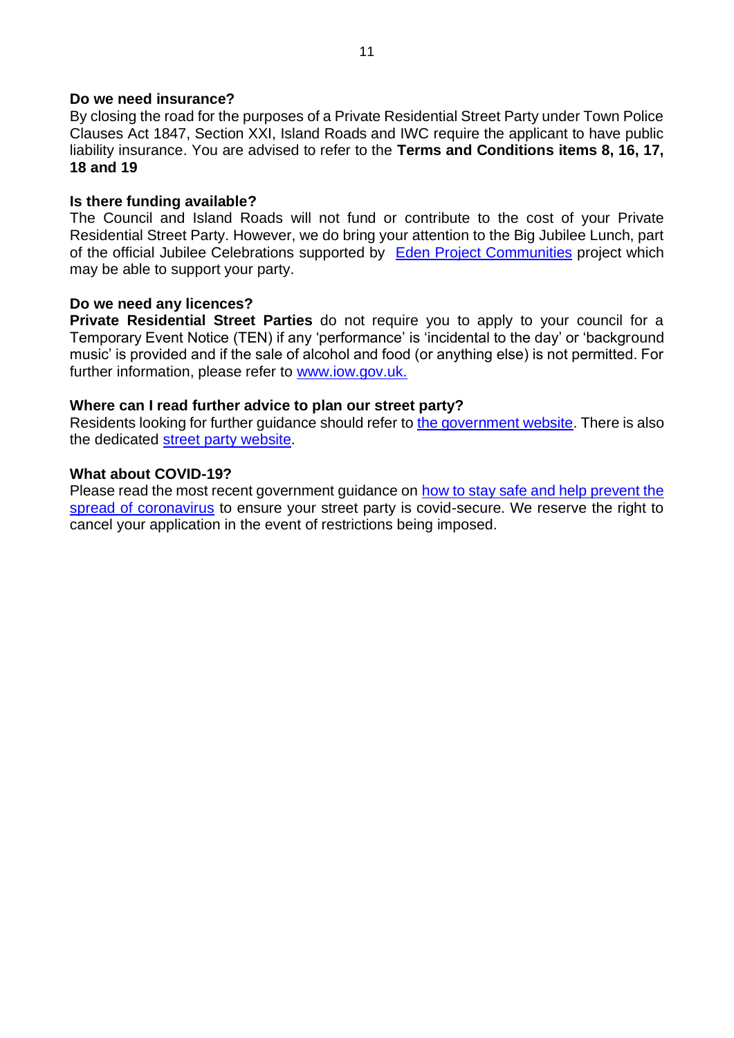**Do we need insurance?**

By closing the road for the purposes of a Private Residential Street Party under Town Police Clauses Act 1847, Section XXI, Island Roads and IWC require the applicant to have public liability insurance. You are advised to refer to the **Terms and Conditions items 8, 16, 17, 18 and 19**

**Is there funding available?**

The Council and Island Roads will not fund or contribute to the cost of your Private Residential Street Party. However, we do bring your attention to the Big Jubilee Lunch, part of the official Jubilee Celebrations supported by Eden Project Communities project which may be able to support your party.

**Do we need any licences?**

**Private Residential Street Parties** do not require you to apply to your council for a Temporary Event Notice (TEN) if any 'performance' is 'incidental to the day' or 'background music' is provided and if the sale of alcohol and food (or anything else) is not permitted. For further information, please refer to www.iow.gov.uk.

**Where can I read further advice to plan our street party?**

Residents looking for further guidance should refer to the government website. There is also the dedicated street party website.

**What about COVID-19?**

Please read the most recent government guidance on how to stay safe and help prevent the spread of coronavirus to ensure your street party is covid-secure. We reserve the right to cancel your application in the event of restrictions being imposed.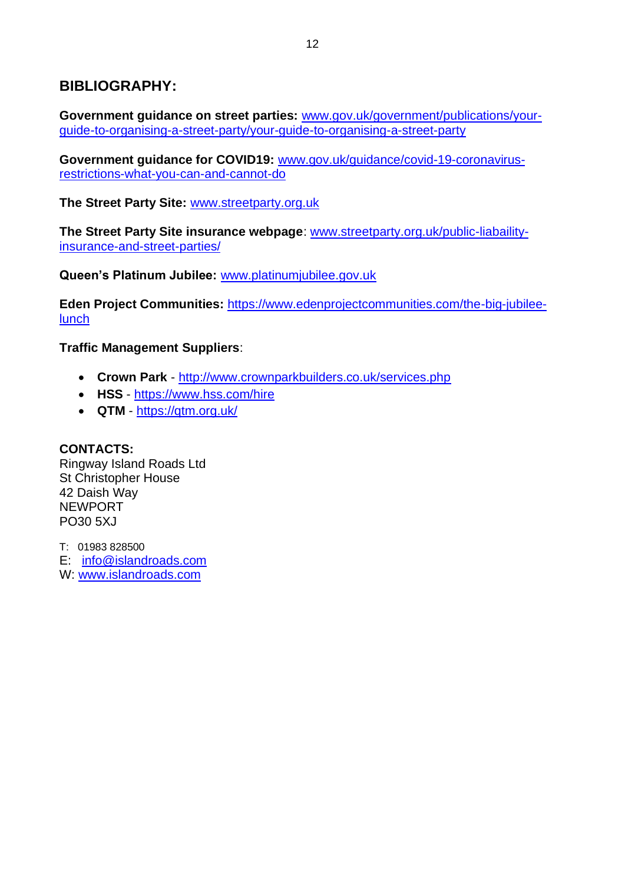## BIBLIOGRAPHY:

**Government guidance on street parties:** www.gov.uk/government/publications/your-guide-to-organising-a-street-party/your-guide-to-organising-a-street-party

**Government guidance for COVID19:** www.gov.uk/guidance/covid-19-coronavirus-restrictions-what-you-can-and-cannot-do

**The Street Party Site:** www.streetparty.org.uk

**The Street Party Site insurance webpage**: www.streetparty.org.uk/public-liabaility-insurance-and-street-parties/

**Queen's Platinum Jubilee:** www.platinumjubilee.gov.uk

**Eden Project Communities:** https://www.edenprojectcommunities.com/the-big-jubilee-lunch

**Traffic Management Suppliers**:

- **Crown Park** - http://www.crownparkbuilders.co.uk/services.php
- **HSS** - https://www.hss.com/hire
- **QTM** - https://qtm.org.uk/

**CONTACTS:**
Ringway Island Roads Ltd
St Christopher House
42 Daish Way
NEWPORT
PO30 5XJ

T: 01983 828500
E: info@islandroads.com
W: www.islandroads.com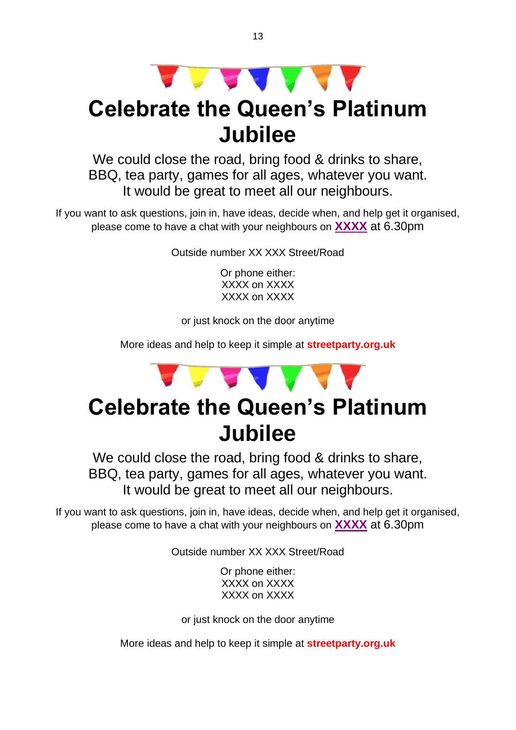# Celebrate the Queen's Platinum Jubilee

We could close the road, bring food & drinks to share, BBQ, tea party, games for all ages, whatever you want. It would be great to meet all our neighbours.

If you want to ask questions, join in, have ideas, decide when, and help get it organised, please come to have a chat with your neighbours on **XXXX** at 6.30pm

Outside number XX XXX Street/Road

Or phone either:
XXXX on XXXX
XXXX on XXXX

or just knock on the door anytime

More ideas and help to keep it simple at **streetparty.org.uk**

# Celebrate the Queen's Platinum Jubilee

We could close the road, bring food & drinks to share, BBQ, tea party, games for all ages, whatever you want. It would be great to meet all our neighbours.

If you want to ask questions, join in, have ideas, decide when, and help get it organised, please come to have a chat with your neighbours on **XXXX** at 6.30pm

Outside number XX XXX Street/Road

Or phone either:
XXXX on XXXX
XXXX on XXXX

or just knock on the door anytime

More ideas and help to keep it simple at **streetparty.org.uk**